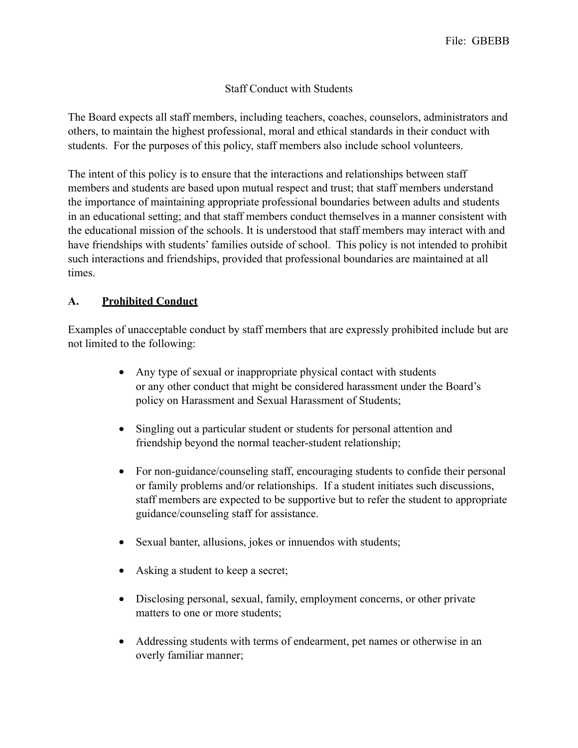File: GBEBB

# Staff Conduct with Students

The Board expects all staff members, including teachers, coaches, counselors, administrators and others, to maintain the highest professional, moral and ethical standards in their conduct with students. For the purposes of this policy, staff members also include school volunteers.

The intent of this policy is to ensure that the interactions and relationships between staff members and students are based upon mutual respect and trust; that staff members understand the importance of maintaining appropriate professional boundaries between adults and students in an educational setting; and that staff members conduct themselves in a manner consistent with the educational mission of the schools. It is understood that staff members may interact with and have friendships with students' families outside of school. This policy is not intended to prohibit such interactions and friendships, provided that professional boundaries are maintained at all times.

## A. Prohibited Conduct

Examples of unacceptable conduct by staff members that are expressly prohibited include but are not limited to the following:

- Any type of sexual or inappropriate physical contact with students or any other conduct that might be considered harassment under the Board's policy on Harassment and Sexual Harassment of Students;
- Singling out a particular student or students for personal attention and friendship beyond the normal teacher-student relationship;
- For non-guidance/counseling staff, encouraging students to confide their personal or family problems and/or relationships. If a student initiates such discussions, staff members are expected to be supportive but to refer the student to appropriate guidance/counseling staff for assistance.
- Sexual banter, allusions, jokes or innuendos with students;
- Asking a student to keep a secret;
- Disclosing personal, sexual, family, employment concerns, or other private matters to one or more students;
- Addressing students with terms of endearment, pet names or otherwise in an overly familiar manner;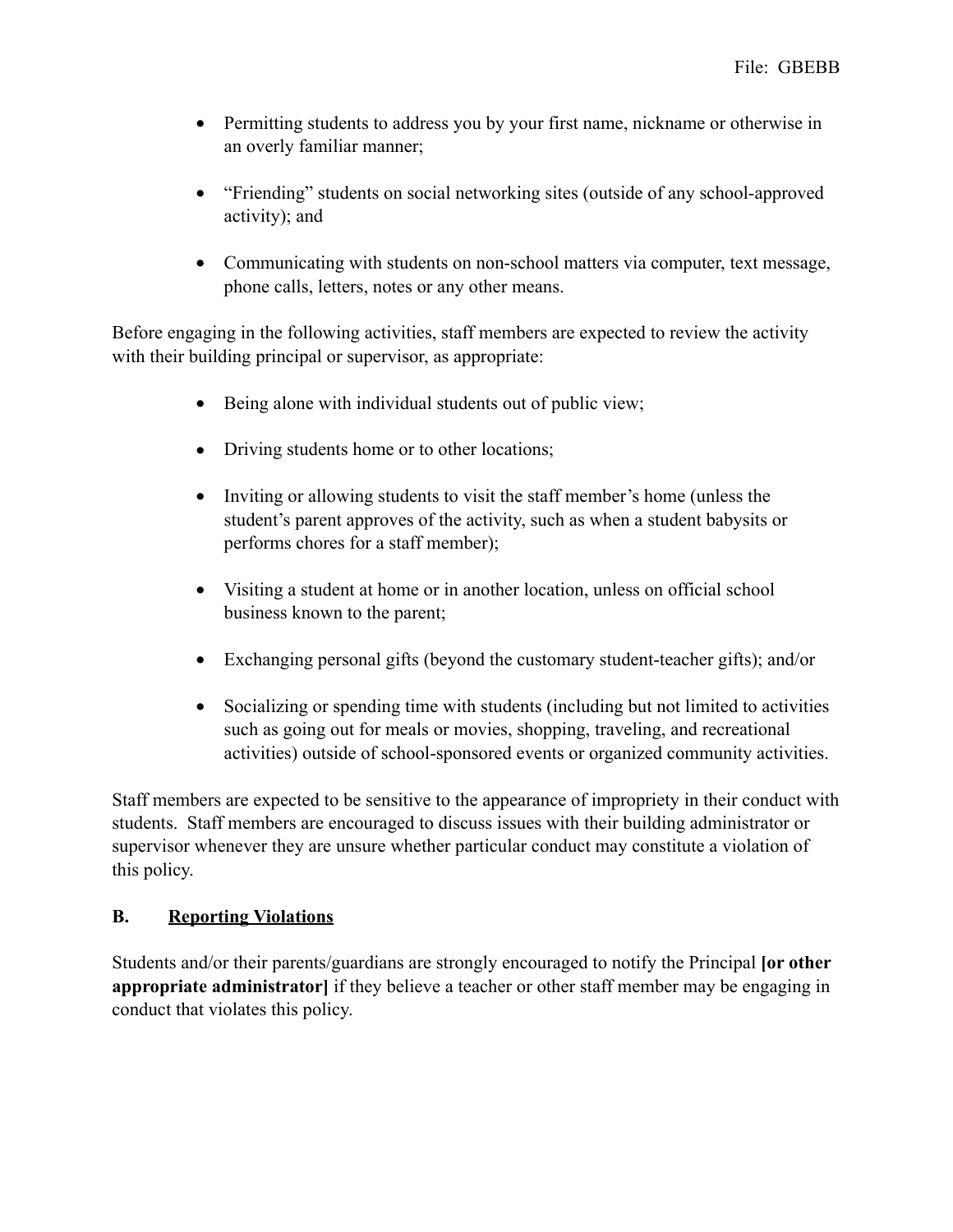- Permitting students to address you by your first name, nickname or otherwise in an overly familiar manner;
- "Friending" students on social networking sites (outside of any school-approved activity); and
- Communicating with students on non-school matters via computer, text message, phone calls, letters, notes or any other means.

Before engaging in the following activities, staff members are expected to review the activity with their building principal or supervisor, as appropriate:

- Being alone with individual students out of public view;
- Driving students home or to other locations;
- Inviting or allowing students to visit the staff member's home (unless the student's parent approves of the activity, such as when a student babysits or performs chores for a staff member);
- Visiting a student at home or in another location, unless on official school business known to the parent;
- Exchanging personal gifts (beyond the customary student-teacher gifts); and/or
- Socializing or spending time with students (including but not limited to activities such as going out for meals or movies, shopping, traveling, and recreational activities) outside of school-sponsored events or organized community activities.

Staff members are expected to be sensitive to the appearance of impropriety in their conduct with students. Staff members are encouraged to discuss issues with their building administrator or supervisor whenever they are unsure whether particular conduct may constitute a violation of this policy.

## B. <u>Reporting Violations</u>

Students and/or their parents/guardians are strongly encouraged to notify the Principal **[or other appropriate administrator]** if they believe a teacher or other staff member may be engaging in conduct that violates this policy.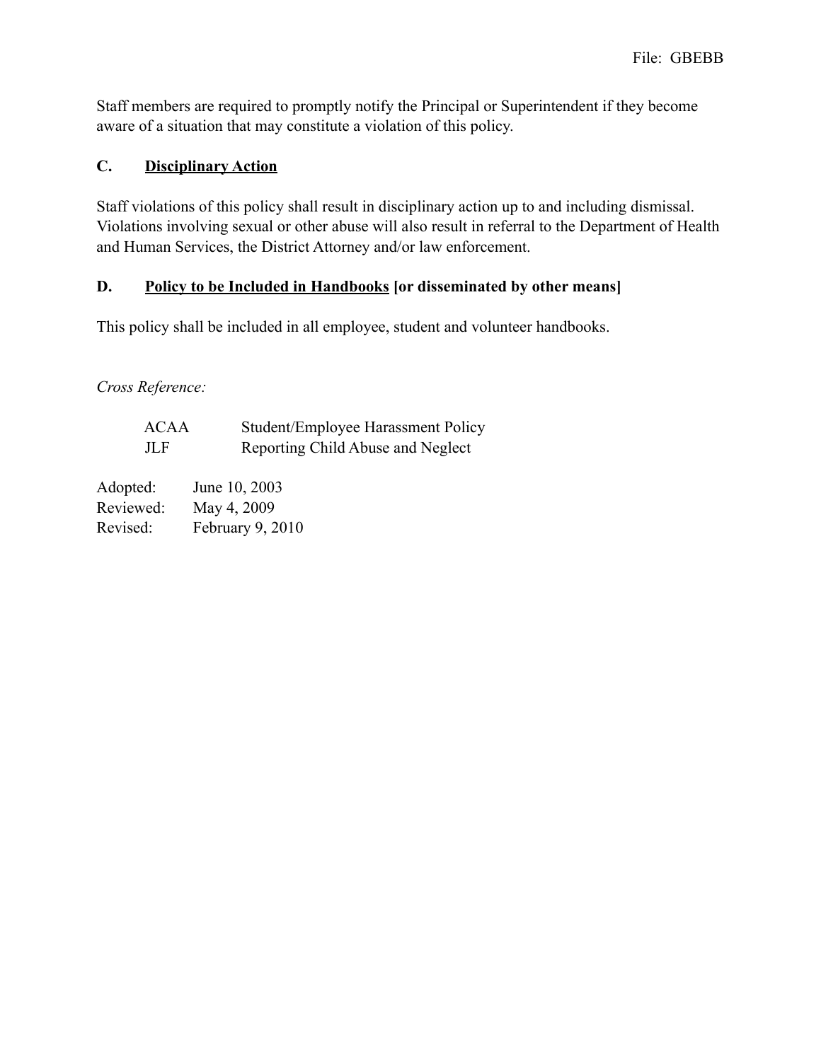Staff members are required to promptly notify the Principal or Superintendent if they become aware of a situation that may constitute a violation of this policy.

### C. Disciplinary Action

Staff violations of this policy shall result in disciplinary action up to and including dismissal. Violations involving sexual or other abuse will also result in referral to the Department of Health and Human Services, the District Attorney and/or law enforcement.

### D. Policy to be Included in Handbooks [or disseminated by other means]

This policy shall be included in all employee, student and volunteer handbooks.

*Cross Reference:*

| | |
|---|---|
| ACAA | Student/Employee Harassment Policy |
| JLF | Reporting Child Abuse and Neglect |

| | |
|---|---|
| Adopted: | June 10, 2003 |
| Reviewed: | May 4, 2009 |
| Revised: | February 9, 2010 |